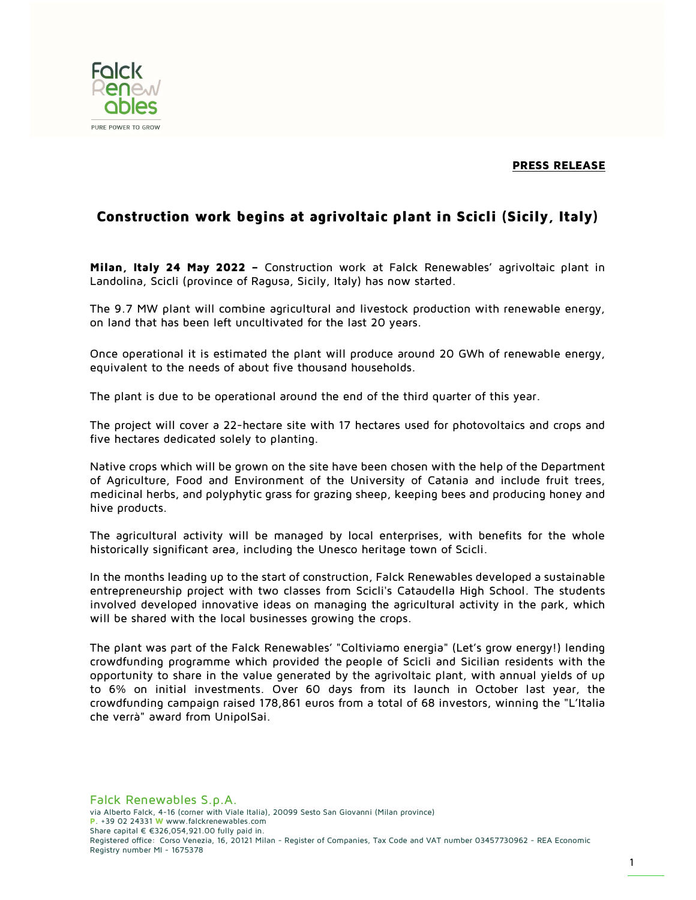**PRESS RELEASE**

# Construction work begins at agrivoltaic plant in Scicli (Sicily, Italy)

**Milan, Italy 24 May 2022 –** Construction work at Falck Renewables' agrivoltaic plant in Landolina, Scicli (province of Ragusa, Sicily, Italy) has now started.

The 9.7 MW plant will combine agricultural and livestock production with renewable energy, on land that has been left uncultivated for the last 20 years.

Once operational it is estimated the plant will produce around 20 GWh of renewable energy, equivalent to the needs of about five thousand households.

The plant is due to be operational around the end of the third quarter of this year.

The project will cover a 22-hectare site with 17 hectares used for photovoltaics and crops and five hectares dedicated solely to planting.

Native crops which will be grown on the site have been chosen with the help of the Department of Agriculture, Food and Environment of the University of Catania and include fruit trees, medicinal herbs, and polyphytic grass for grazing sheep, keeping bees and producing honey and hive products.

The agricultural activity will be managed by local enterprises, with benefits for the whole historically significant area, including the Unesco heritage town of Scicli.

In the months leading up to the start of construction, Falck Renewables developed a sustainable entrepreneurship project with two classes from Scicli's Cataudella High School. The students involved developed innovative ideas on managing the agricultural activity in the park, which will be shared with the local businesses growing the crops.

The plant was part of the Falck Renewables' "Coltiviamo energia" (Let's grow energy!) lending crowdfunding programme which provided the people of Scicli and Sicilian residents with the opportunity to share in the value generated by the agrivoltaic plant, with annual yields of up to 6% on initial investments. Over 60 days from its launch in October last year, the crowdfunding campaign raised 178,861 euros from a total of 68 investors, winning the "L'Italia che verrà" award from UnipolSai.

Falck Renewables S.p.A.
via Alberto Falck, 4-16 (corner with Viale Italia), 20099 Sesto San Giovanni (Milan province)
P. +39 02 24331 W www.falckrenewables.com
Share capital € €326,054,921.00 fully paid in.
Registered office: Corso Venezia, 16, 20121 Milan - Register of Companies, Tax Code and VAT number 03457730962 - REA Economic Registry number MI - 1675378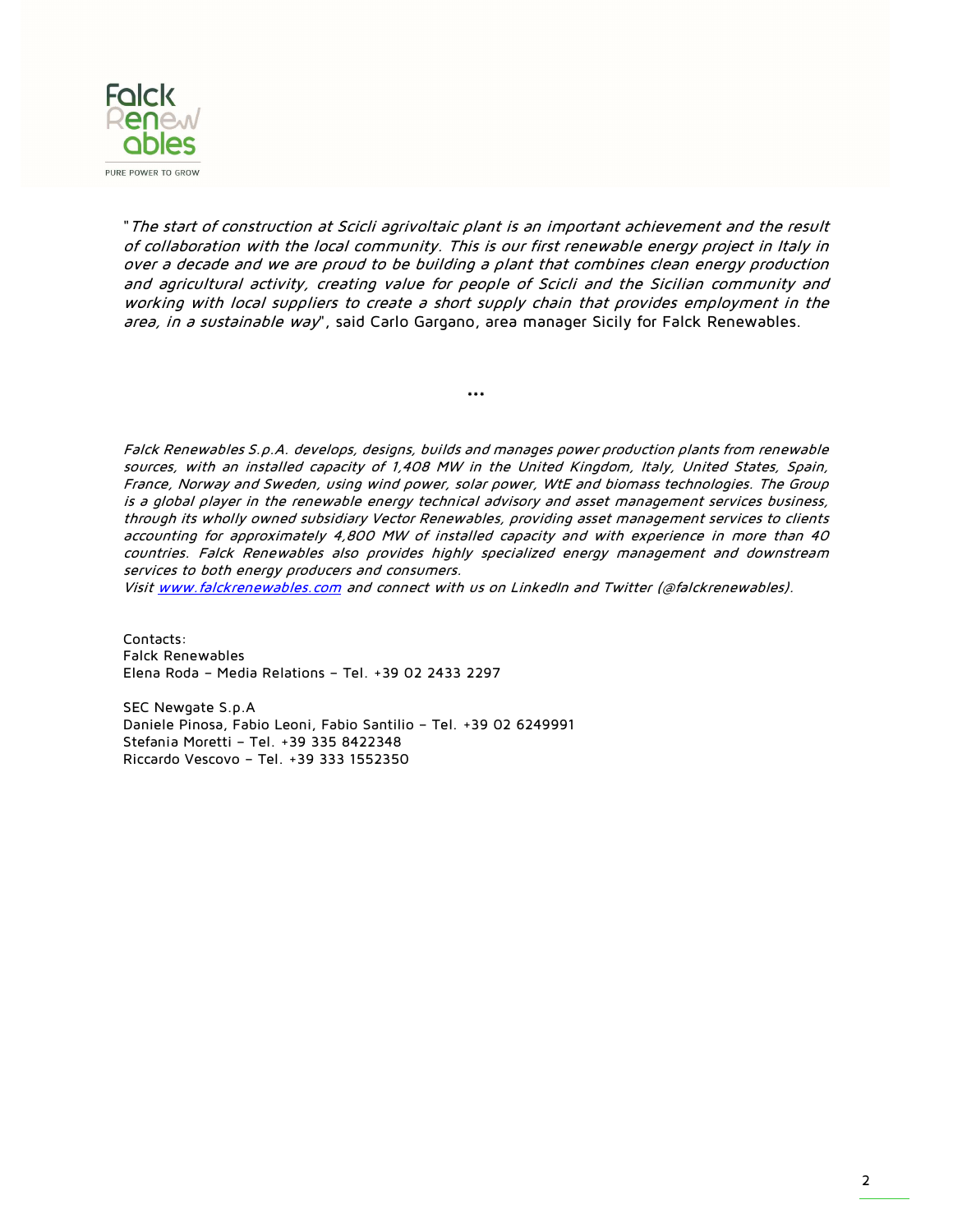"*The start of construction at Scicli agrivoltaic plant is an important achievement and the result of collaboration with the local community. This is our first renewable energy project in Italy in over a decade and we are proud to be building a plant that combines clean energy production and agricultural activity, creating value for people of Scicli and the Sicilian community and working with local suppliers to create a short supply chain that provides employment in the area, in a sustainable way*", said Carlo Gargano, area manager Sicily for Falck Renewables.

\*\*\*

*Falck Renewables S.p.A. develops, designs, builds and manages power production plants from renewable sources, with an installed capacity of 1,408 MW in the United Kingdom, Italy, United States, Spain, France, Norway and Sweden, using wind power, solar power, WtE and biomass technologies. The Group is a global player in the renewable energy technical advisory and asset management services business, through its wholly owned subsidiary Vector Renewables, providing asset management services to clients accounting for approximately 4,800 MW of installed capacity and with experience in more than 40 countries. Falck Renewables also provides highly specialized energy management and downstream services to both energy producers and consumers.*
*Visit [www.falckrenewables.com](http://www.falckrenewables.com) and connect with us on LinkedIn and Twitter (@falckrenewables).*

Contacts:
Falck Renewables
Elena Roda – Media Relations – Tel. +39 02 2433 2297

SEC Newgate S.p.A
Daniele Pinosa, Fabio Leoni, Fabio Santilio – Tel. +39 02 6249991
Stefania Moretti – Tel. +39 335 8422348
Riccardo Vescovo – Tel. +39 333 1552350